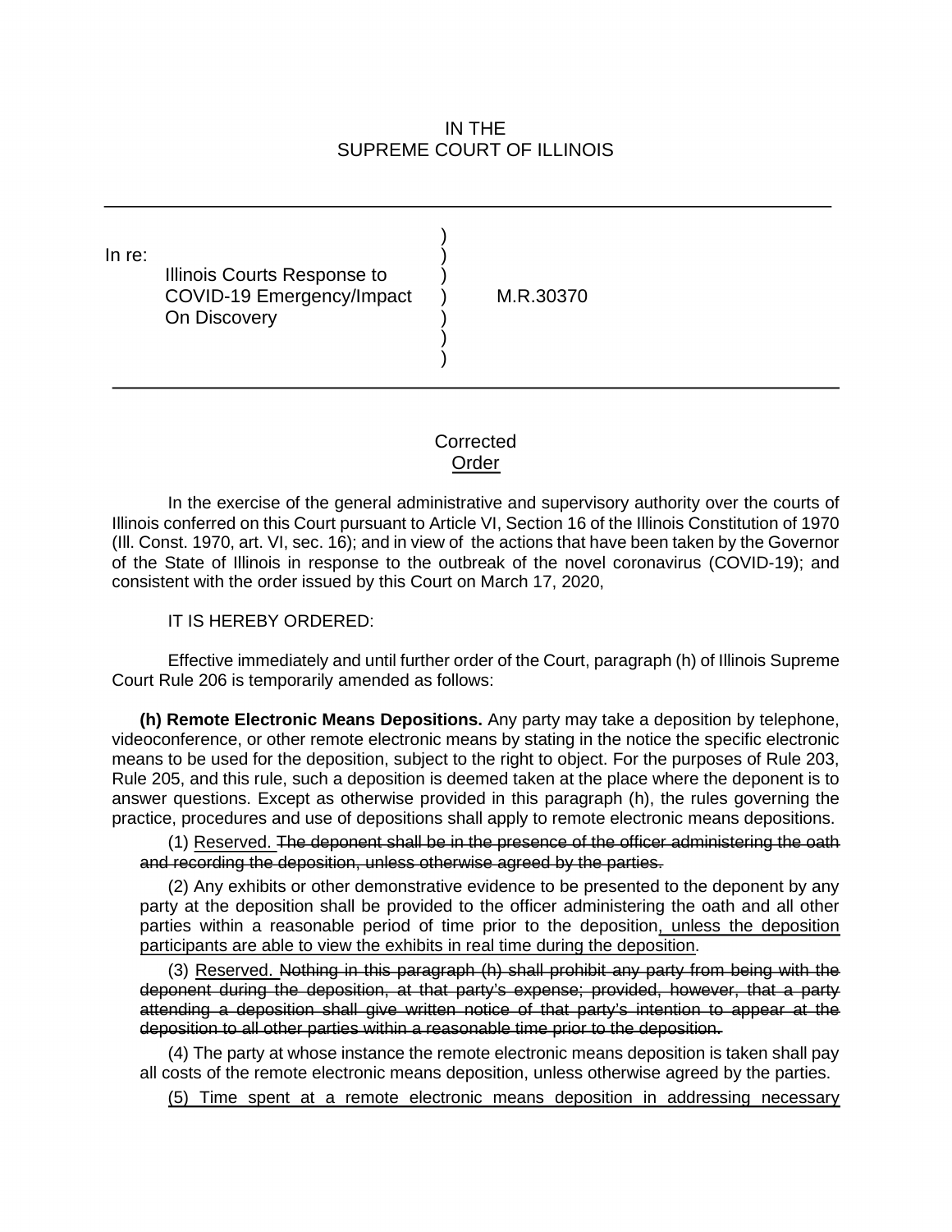IN THE
SUPREME COURT OF ILLINOIS

In re:
Illinois Courts Response to COVID-19 Emergency/Impact On Discovery

M.R.30370

Corrected
<u>Order</u>

In the exercise of the general administrative and supervisory authority over the courts of Illinois conferred on this Court pursuant to Article VI, Section 16 of the Illinois Constitution of 1970 (Ill. Const. 1970, art. VI, sec. 16); and in view of the actions that have been taken by the Governor of the State of Illinois in response to the outbreak of the novel coronavirus (COVID-19); and consistent with the order issued by this Court on March 17, 2020,

IT IS HEREBY ORDERED:

Effective immediately and until further order of the Court, paragraph (h) of Illinois Supreme Court Rule 206 is temporarily amended as follows:

**(h) Remote Electronic Means Depositions.** Any party may take a deposition by telephone, videoconference, or other remote electronic means by stating in the notice the specific electronic means to be used for the deposition, subject to the right to object. For the purposes of Rule 203, Rule 205, and this rule, such a deposition is deemed taken at the place where the deponent is to answer questions. Except as otherwise provided in this paragraph (h), the rules governing the practice, procedures and use of depositions shall apply to remote electronic means depositions.

(1) <u>Reserved.</u> ~~The deponent shall be in the presence of the officer administering the oath and recording the deposition, unless otherwise agreed by the parties.~~

(2) Any exhibits or other demonstrative evidence to be presented to the deponent by any party at the deposition shall be provided to the officer administering the oath and all other parties within a reasonable period of time prior to the deposition<u>, unless the deposition participants are able to view the exhibits in real time during the deposition</u>.

(3) <u>Reserved.</u> ~~Nothing in this paragraph (h) shall prohibit any party from being with the deponent during the deposition, at that party's expense; provided, however, that a party attending a deposition shall give written notice of that party's intention to appear at the deposition to all other parties within a reasonable time prior to the deposition.~~

(4) The party at whose instance the remote electronic means deposition is taken shall pay all costs of the remote electronic means deposition, unless otherwise agreed by the parties.

<u>(5) Time spent at a remote electronic means deposition in addressing necessary</u>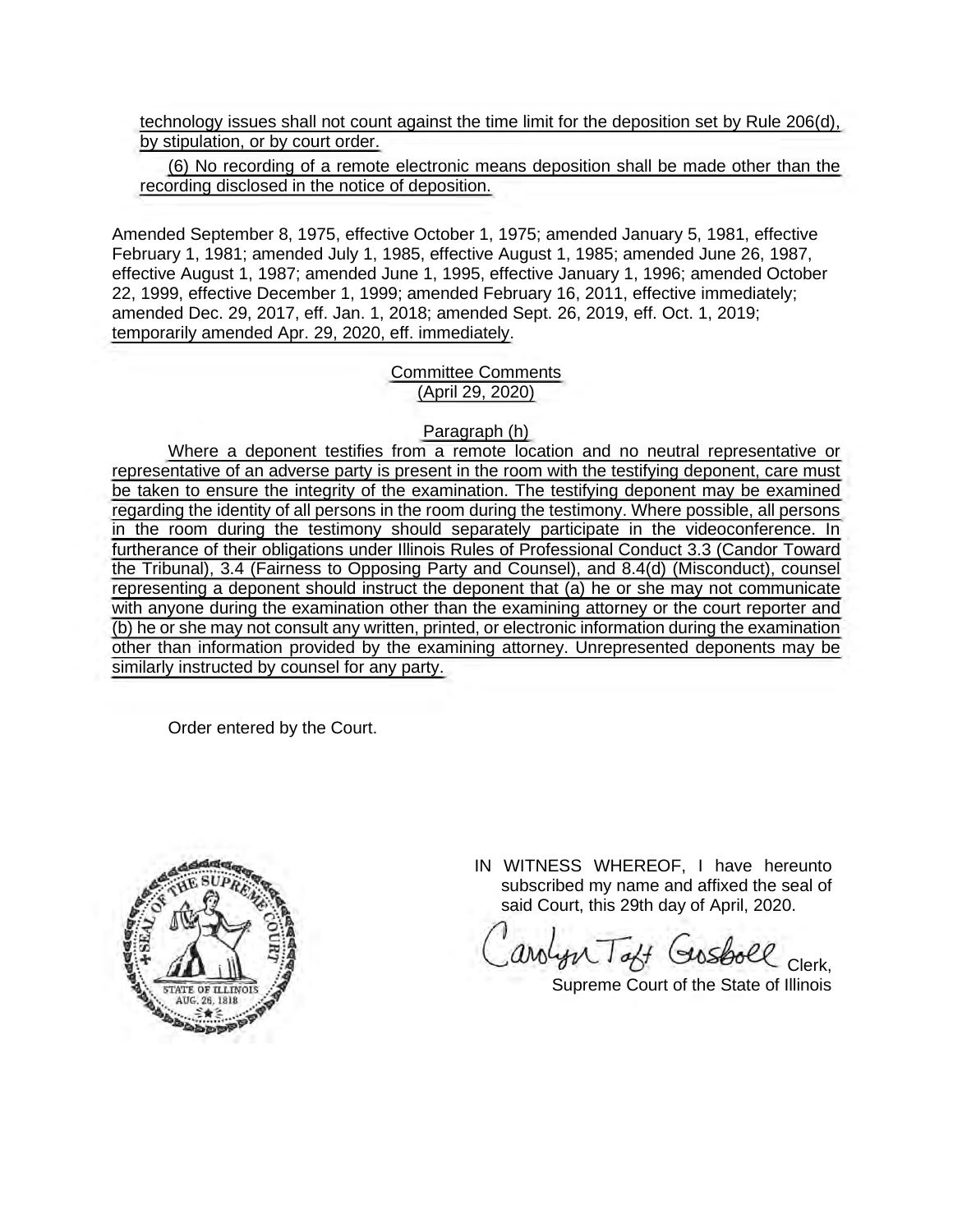technology issues shall not count against the time limit for the deposition set by Rule 206(d), by stipulation, or by court order.

(6) No recording of a remote electronic means deposition shall be made other than the recording disclosed in the notice of deposition.

Amended September 8, 1975, effective October 1, 1975; amended January 5, 1981, effective February 1, 1981; amended July 1, 1985, effective August 1, 1985; amended June 26, 1987, effective August 1, 1987; amended June 1, 1995, effective January 1, 1996; amended October 22, 1999, effective December 1, 1999; amended February 16, 2011, effective immediately; amended Dec. 29, 2017, eff. Jan. 1, 2018; amended Sept. 26, 2019, eff. Oct. 1, 2019; temporarily amended Apr. 29, 2020, eff. immediately.

Committee Comments
(April 29, 2020)

Paragraph (h)

Where a deponent testifies from a remote location and no neutral representative or representative of an adverse party is present in the room with the testifying deponent, care must be taken to ensure the integrity of the examination. The testifying deponent may be examined regarding the identity of all persons in the room during the testimony. Where possible, all persons in the room during the testimony should separately participate in the videoconference. In furtherance of their obligations under Illinois Rules of Professional Conduct 3.3 (Candor Toward the Tribunal), 3.4 (Fairness to Opposing Party and Counsel), and 8.4(d) (Misconduct), counsel representing a deponent should instruct the deponent that (a) he or she may not communicate with anyone during the examination other than the examining attorney or the court reporter and (b) he or she may not consult any written, printed, or electronic information during the examination other than information provided by the examining attorney. Unrepresented deponents may be similarly instructed by counsel for any party.

Order entered by the Court.

IN WITNESS WHEREOF, I have hereunto subscribed my name and affixed the seal of said Court, this 29th day of April, 2020.

Carolyn Taft Grosboll Clerk,
Supreme Court of the State of Illinois